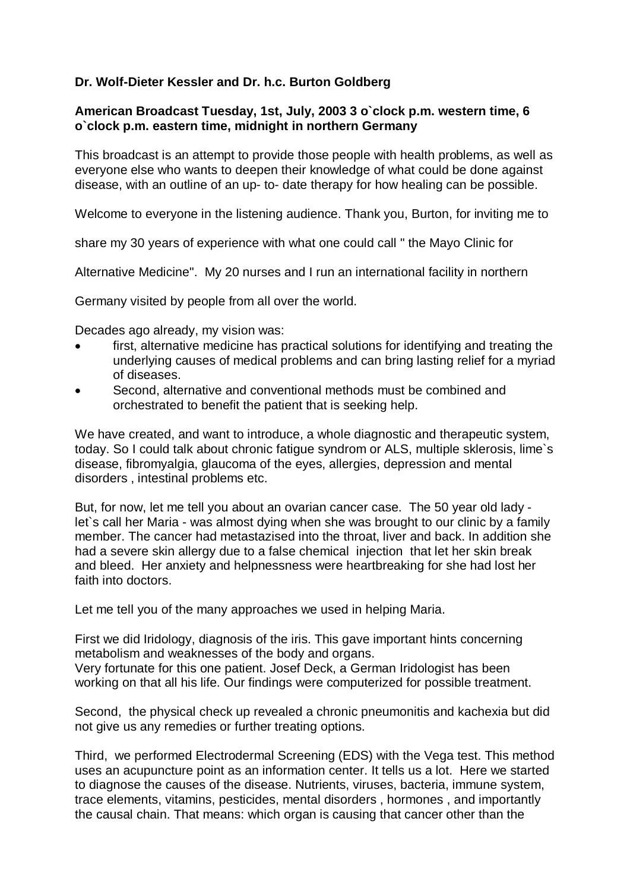**Dr. Wolf-Dieter Kessler and Dr. h.c. Burton Goldberg**

**American Broadcast Tuesday, 1st, July, 2003 3 o`clock p.m. western time, 6 o`clock p.m. eastern time, midnight in northern Germany**

This broadcast is an attempt to provide those people with health problems, as well as everyone else who wants to deepen their knowledge of what could be done against disease, with an outline of an up- to- date therapy for how healing can be possible.

Welcome to everyone in the listening audience. Thank you, Burton, for inviting me to share my 30 years of experience with what one could call " the Mayo Clinic for Alternative Medicine". My 20 nurses and I run an international facility in northern Germany visited by people from all over the world.

Decades ago already, my vision was:

- first, alternative medicine has practical solutions for identifying and treating the underlying causes of medical problems and can bring lasting relief for a myriad of diseases.
- Second, alternative and conventional methods must be combined and orchestrated to benefit the patient that is seeking help.

We have created, and want to introduce, a whole diagnostic and therapeutic system, today. So I could talk about chronic fatigue syndrom or ALS, multiple sklerosis, lime`s disease, fibromyalgia, glaucoma of the eyes, allergies, depression and mental disorders , intestinal problems etc.

But, for now, let me tell you about an ovarian cancer case. The 50 year old lady - let`s call her Maria - was almost dying when she was brought to our clinic by a family member. The cancer had metastazised into the throat, liver and back. In addition she had a severe skin allergy due to a false chemical injection that let her skin break and bleed. Her anxiety and helpnessness were heartbreaking for she had lost her faith into doctors.

Let me tell you of the many approaches we used in helping Maria.

First we did Iridology, diagnosis of the iris. This gave important hints concerning metabolism and weaknesses of the body and organs.
Very fortunate for this one patient. Josef Deck, a German Iridologist has been working on that all his life. Our findings were computerized for possible treatment.

Second, the physical check up revealed a chronic pneumonitis and kachexia but did not give us any remedies or further treating options.

Third, we performed Electrodermal Screening (EDS) with the Vega test. This method uses an acupuncture point as an information center. It tells us a lot. Here we started to diagnose the causes of the disease. Nutrients, viruses, bacteria, immune system, trace elements, vitamins, pesticides, mental disorders , hormones , and importantly the causal chain. That means: which organ is causing that cancer other than the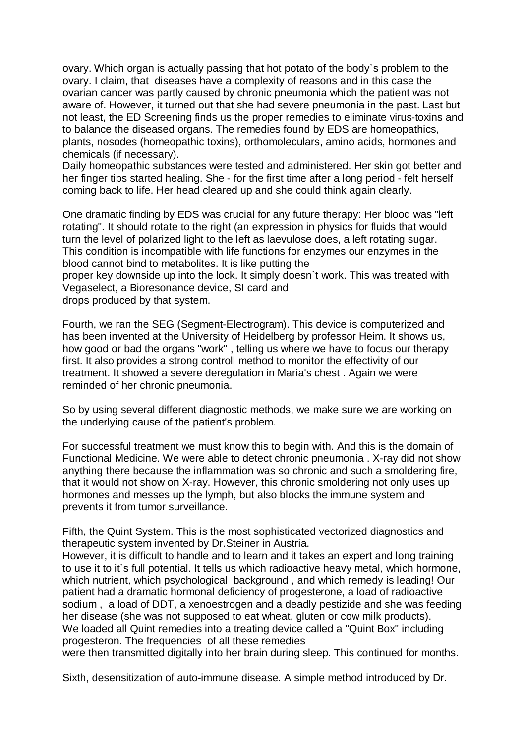ovary. Which organ is actually passing that hot potato of the body`s problem to the ovary. I claim, that diseases have a complexity of reasons and in this case the ovarian cancer was partly caused by chronic pneumonia which the patient was not aware of. However, it turned out that she had severe pneumonia in the past. Last but not least, the ED Screening finds us the proper remedies to eliminate virus-toxins and to balance the diseased organs. The remedies found by EDS are homeopathics, plants, nosodes (homeopathic toxins), orthomoleculars, amino acids, hormones and chemicals (if necessary).
Daily homeopathic substances were tested and administered. Her skin got better and her finger tips started healing. She - for the first time after a long period - felt herself coming back to life. Her head cleared up and she could think again clearly.

One dramatic finding by EDS was crucial for any future therapy: Her blood was "left rotating". It should rotate to the right (an expression in physics for fluids that would turn the level of polarized light to the left as laevulose does, a left rotating sugar. This condition is incompatible with life functions for enzymes our enzymes in the blood cannot bind to metabolites. It is like putting the
proper key downside up into the lock. It simply doesn`t work. This was treated with Vegaselect, a Bioresonance device, SI card and
drops produced by that system.

Fourth, we ran the SEG (Segment-Electrogram). This device is computerized and has been invented at the University of Heidelberg by professor Heim. It shows us, how good or bad the organs "work" , telling us where we have to focus our therapy first. It also provides a strong controll method to monitor the effectivity of our treatment. It showed a severe deregulation in Maria's chest . Again we were reminded of her chronic pneumonia.

So by using several different diagnostic methods, we make sure we are working on the underlying cause of the patient's problem.

For successful treatment we must know this to begin with. And this is the domain of Functional Medicine. We were able to detect chronic pneumonia . X-ray did not show anything there because the inflammation was so chronic and such a smoldering fire, that it would not show on X-ray. However, this chronic smoldering not only uses up hormones and messes up the lymph, but also blocks the immune system and prevents it from tumor surveillance.

Fifth, the Quint System. This is the most sophisticated vectorized diagnostics and therapeutic system invented by Dr.Steiner in Austria.
However, it is difficult to handle and to learn and it takes an expert and long training to use it to it`s full potential. It tells us which radioactive heavy metal, which hormone, which nutrient, which psychological background , and which remedy is leading! Our patient had a dramatic hormonal deficiency of progesterone, a load of radioactive sodium , a load of DDT, a xenoestrogen and a deadly pestizide and she was feeding her disease (she was not supposed to eat wheat, gluten or cow milk products).
We loaded all Quint remedies into a treating device called a "Quint Box" including progesteron. The frequencies of all these remedies
were then transmitted digitally into her brain during sleep. This continued for months.

Sixth, desensitization of auto-immune disease. A simple method introduced by Dr.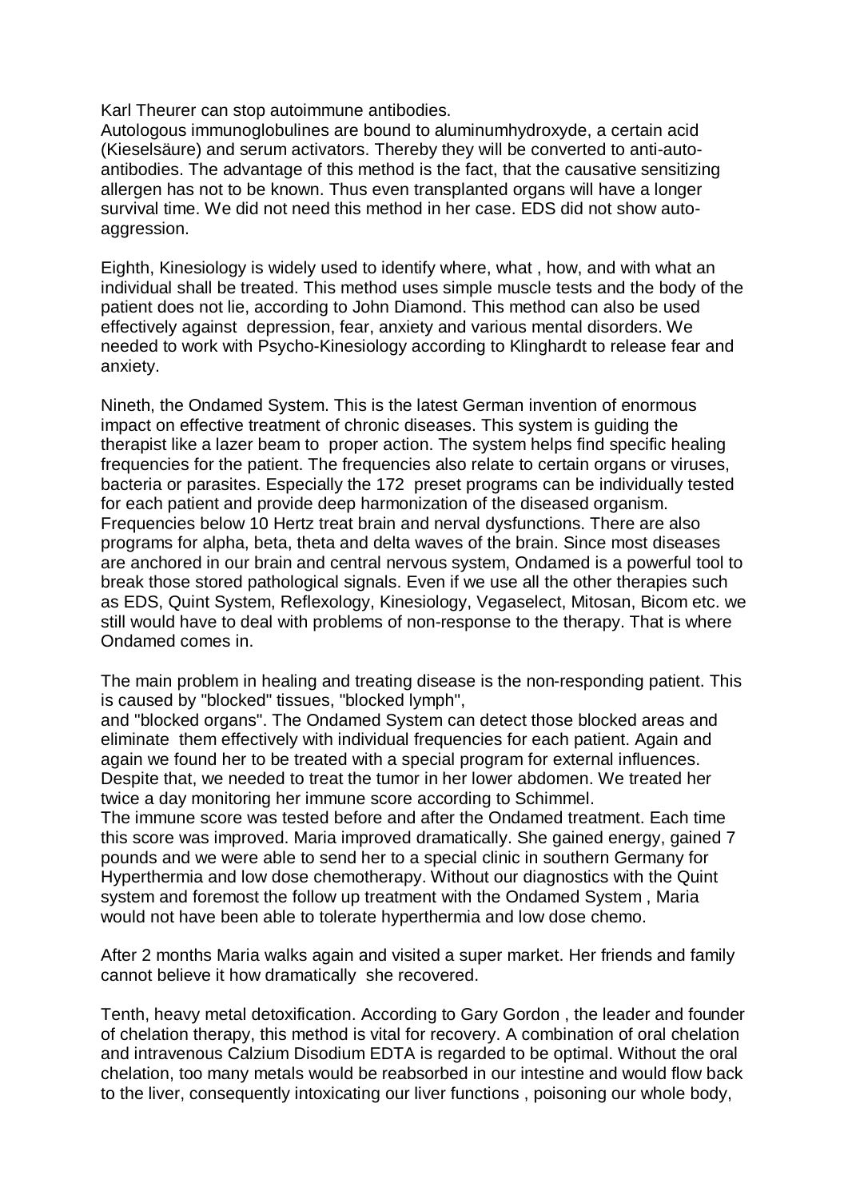Karl Theurer can stop autoimmune antibodies.
Autologous immunoglobulines are bound to aluminumhydroxyde, a certain acid (Kieselsäure) and serum activators. Thereby they will be converted to anti-auto-antibodies. The advantage of this method is the fact, that the causative sensitizing allergen has not to be known. Thus even transplanted organs will have a longer survival time. We did not need this method in her case. EDS did not show auto-aggression.

Eighth, Kinesiology is widely used to identify where, what , how, and with what an individual shall be treated. This method uses simple muscle tests and the body of the patient does not lie, according to John Diamond. This method can also be used effectively against depression, fear, anxiety and various mental disorders. We needed to work with Psycho-Kinesiology according to Klinghardt to release fear and anxiety.

Nineth, the Ondamed System. This is the latest German invention of enormous impact on effective treatment of chronic diseases. This system is guiding the therapist like a lazer beam to proper action. The system helps find specific healing frequencies for the patient. The frequencies also relate to certain organs or viruses, bacteria or parasites. Especially the 172 preset programs can be individually tested for each patient and provide deep harmonization of the diseased organism. Frequencies below 10 Hertz treat brain and nerval dysfunctions. There are also programs for alpha, beta, theta and delta waves of the brain. Since most diseases are anchored in our brain and central nervous system, Ondamed is a powerful tool to break those stored pathological signals. Even if we use all the other therapies such as EDS, Quint System, Reflexology, Kinesiology, Vegaselect, Mitosan, Bicom etc. we still would have to deal with problems of non-response to the therapy. That is where Ondamed comes in.

The main problem in healing and treating disease is the non-responding patient. This is caused by "blocked" tissues, "blocked lymph",
and "blocked organs". The Ondamed System can detect those blocked areas and eliminate them effectively with individual frequencies for each patient. Again and again we found her to be treated with a special program for external influences. Despite that, we needed to treat the tumor in her lower abdomen. We treated her twice a day monitoring her immune score according to Schimmel.
The immune score was tested before and after the Ondamed treatment. Each time this score was improved. Maria improved dramatically. She gained energy, gained 7 pounds and we were able to send her to a special clinic in southern Germany for Hyperthermia and low dose chemotherapy. Without our diagnostics with the Quint system and foremost the follow up treatment with the Ondamed System , Maria would not have been able to tolerate hyperthermia and low dose chemo.

After 2 months Maria walks again and visited a super market. Her friends and family cannot believe it how dramatically she recovered.

Tenth, heavy metal detoxification. According to Gary Gordon , the leader and founder of chelation therapy, this method is vital for recovery. A combination of oral chelation and intravenous Calzium Disodium EDTA is regarded to be optimal. Without the oral chelation, too many metals would be reabsorbed in our intestine and would flow back to the liver, consequently intoxicating our liver functions , poisoning our whole body,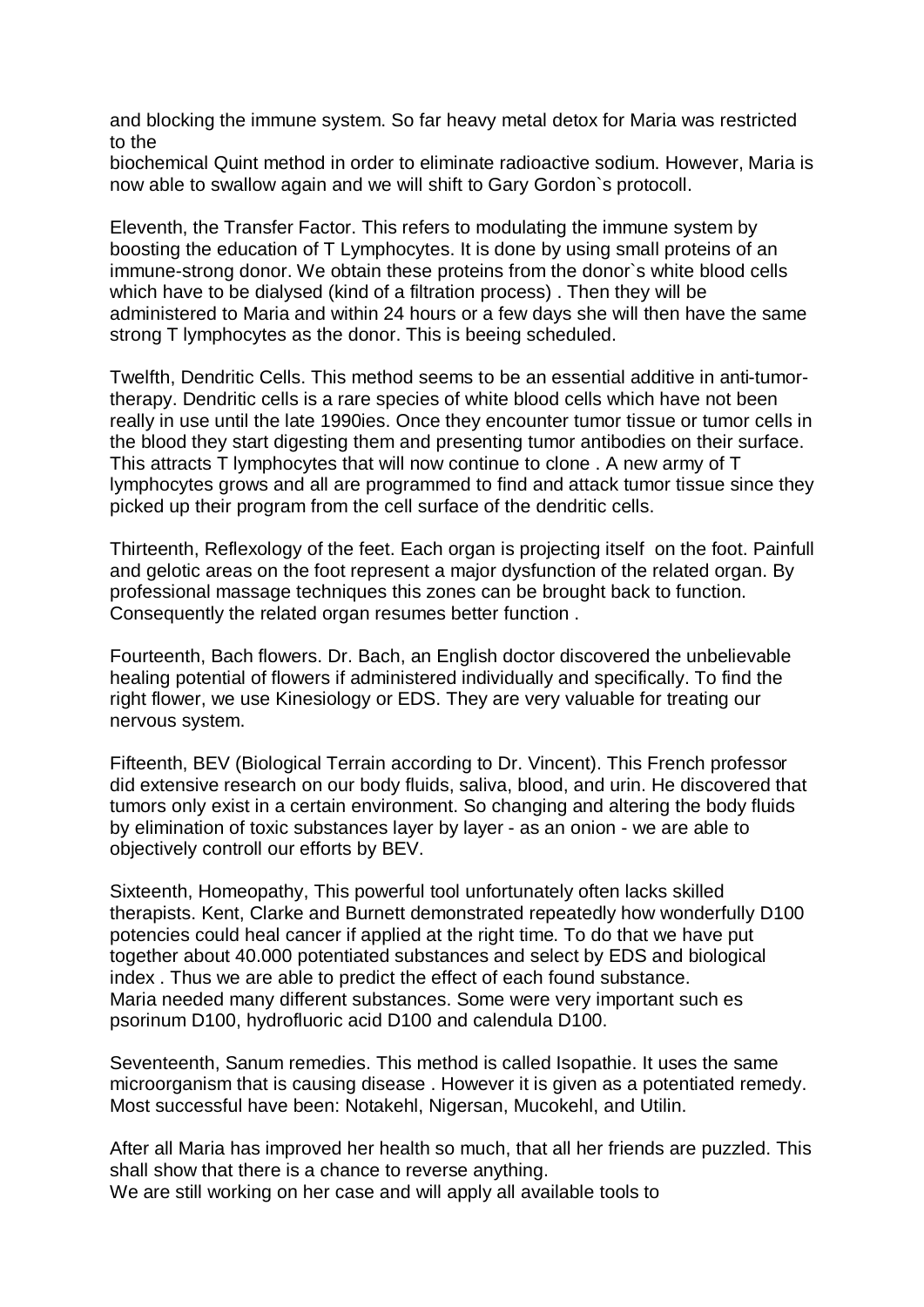and blocking the immune system. So far heavy metal detox for Maria was restricted to the
biochemical Quint method in order to eliminate radioactive sodium. However, Maria is now able to swallow again and we will shift to Gary Gordon`s protocoll.

Eleventh, the Transfer Factor. This refers to modulating the immune system by boosting the education of T Lymphocytes. It is done by using small proteins of an immune-strong donor. We obtain these proteins from the donor`s white blood cells which have to be dialysed (kind of a filtration process) . Then they will be administered to Maria and within 24 hours or a few days she will then have the same strong T lymphocytes as the donor. This is beeing scheduled.

Twelfth, Dendritic Cells. This method seems to be an essential additive in anti-tumor-therapy. Dendritic cells is a rare species of white blood cells which have not been really in use until the late 1990ies. Once they encounter tumor tissue or tumor cells in the blood they start digesting them and presenting tumor antibodies on their surface. This attracts T lymphocytes that will now continue to clone . A new army of T lymphocytes grows and all are programmed to find and attack tumor tissue since they picked up their program from the cell surface of the dendritic cells.

Thirteenth, Reflexology of the feet. Each organ is projecting itself on the foot. Painfull and gelotic areas on the foot represent a major dysfunction of the related organ. By professional massage techniques this zones can be brought back to function. Consequently the related organ resumes better function .

Fourteenth, Bach flowers. Dr. Bach, an English doctor discovered the unbelievable healing potential of flowers if administered individually and specifically. To find the right flower, we use Kinesiology or EDS. They are very valuable for treating our nervous system.

Fifteenth, BEV (Biological Terrain according to Dr. Vincent). This French professor did extensive research on our body fluids, saliva, blood, and urin. He discovered that tumors only exist in a certain environment. So changing and altering the body fluids by elimination of toxic substances layer by layer - as an onion - we are able to objectively controll our efforts by BEV.

Sixteenth, Homeopathy, This powerful tool unfortunately often lacks skilled therapists. Kent, Clarke and Burnett demonstrated repeatedly how wonderfully D100 potencies could heal cancer if applied at the right time. To do that we have put together about 40.000 potentiated substances and select by EDS and biological index . Thus we are able to predict the effect of each found substance.
Maria needed many different substances. Some were very important such es psorinum D100, hydrofluoric acid D100 and calendula D100.

Seventeenth, Sanum remedies. This method is called Isopathie. It uses the same microorganism that is causing disease . However it is given as a potentiated remedy. Most successful have been: Notakehl, Nigersan, Mucokehl, and Utilin.

After all Maria has improved her health so much, that all her friends are puzzled. This shall show that there is a chance to reverse anything.
We are still working on her case and will apply all available tools to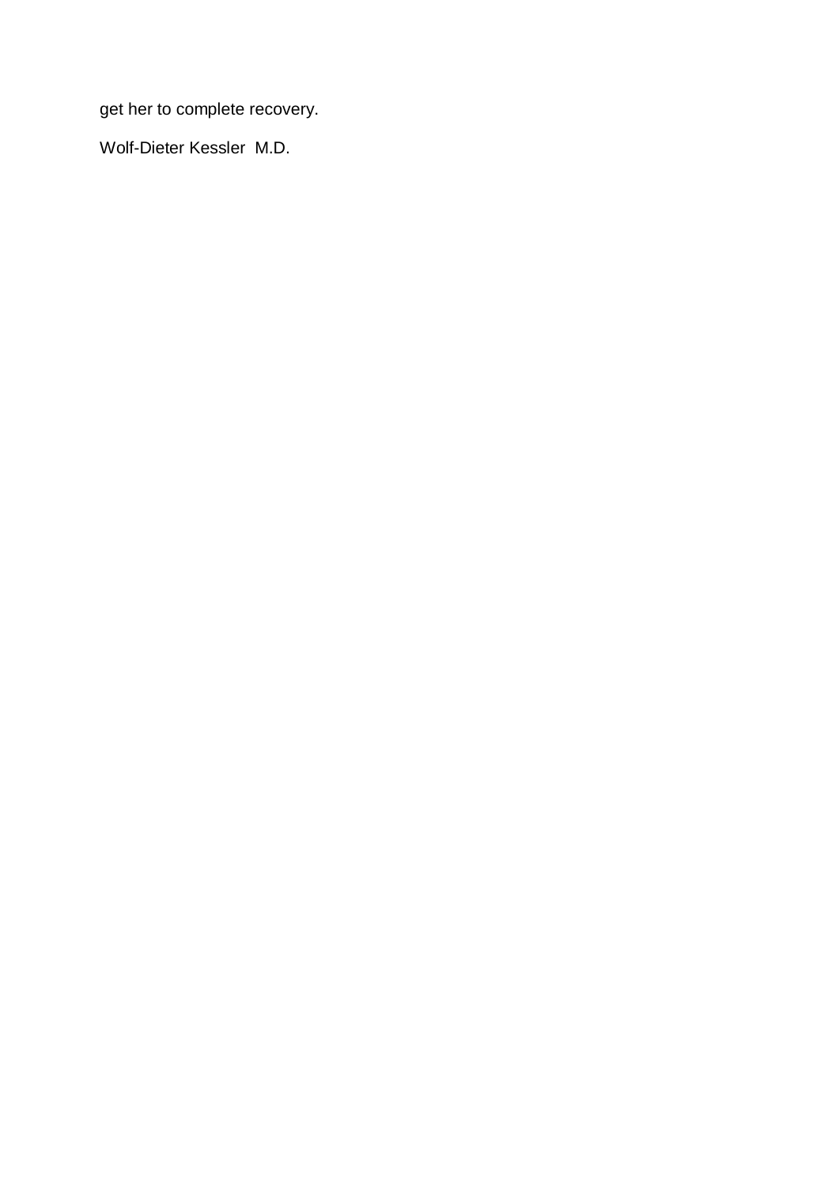get her to complete recovery.

Wolf-Dieter Kessler  M.D.